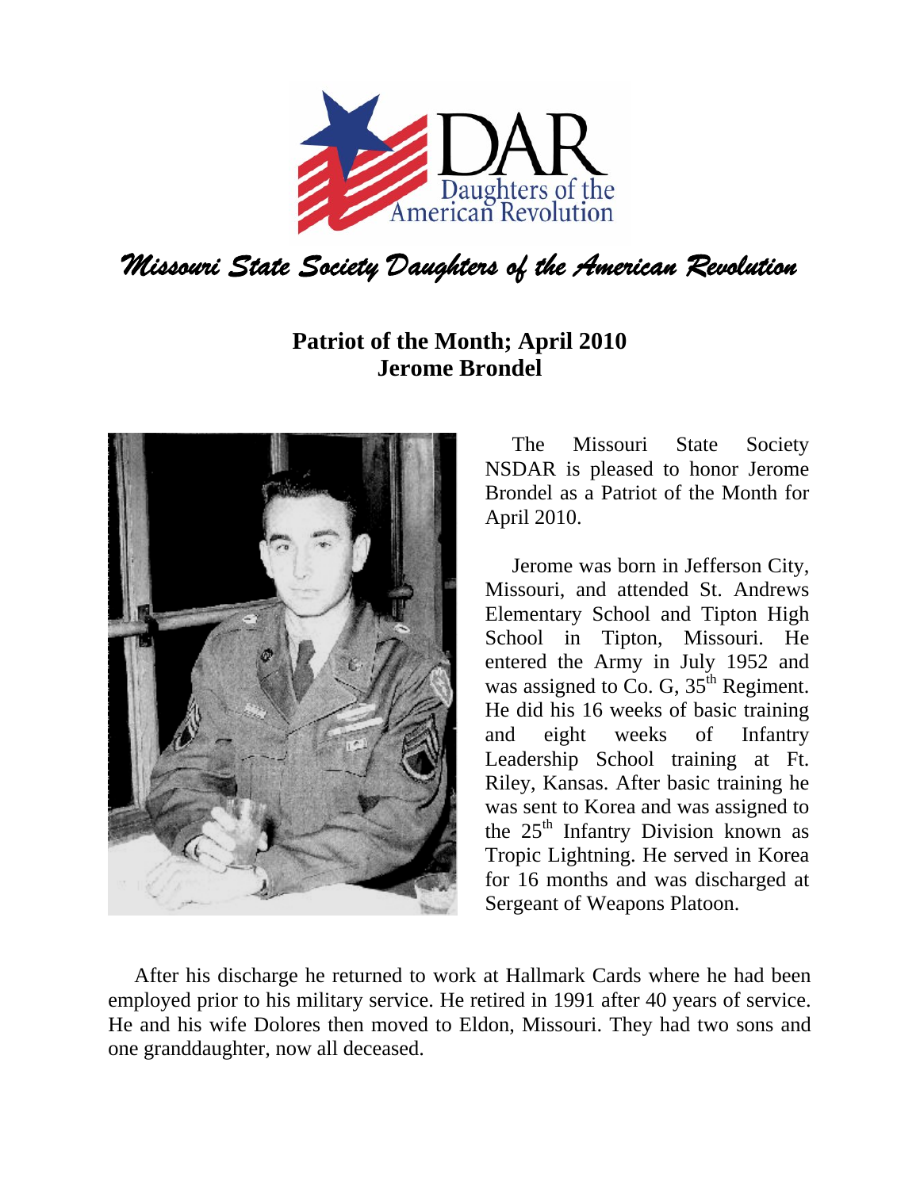# Missouri State Society Daughters of the American Revolution

## Patriot of the Month; April 2010
## Jerome Brondel

The Missouri State Society NSDAR is pleased to honor Jerome Brondel as a Patriot of the Month for April 2010.

Jerome was born in Jefferson City, Missouri, and attended St. Andrews Elementary School and Tipton High School in Tipton, Missouri. He entered the Army in July 1952 and was assigned to Co. G, 35th Regiment. He did his 16 weeks of basic training and eight weeks of Infantry Leadership School training at Ft. Riley, Kansas. After basic training he was sent to Korea and was assigned to the 25th Infantry Division known as Tropic Lightning. He served in Korea for 16 months and was discharged at Sergeant of Weapons Platoon.

After his discharge he returned to work at Hallmark Cards where he had been employed prior to his military service. He retired in 1991 after 40 years of service. He and his wife Dolores then moved to Eldon, Missouri. They had two sons and one granddaughter, now all deceased.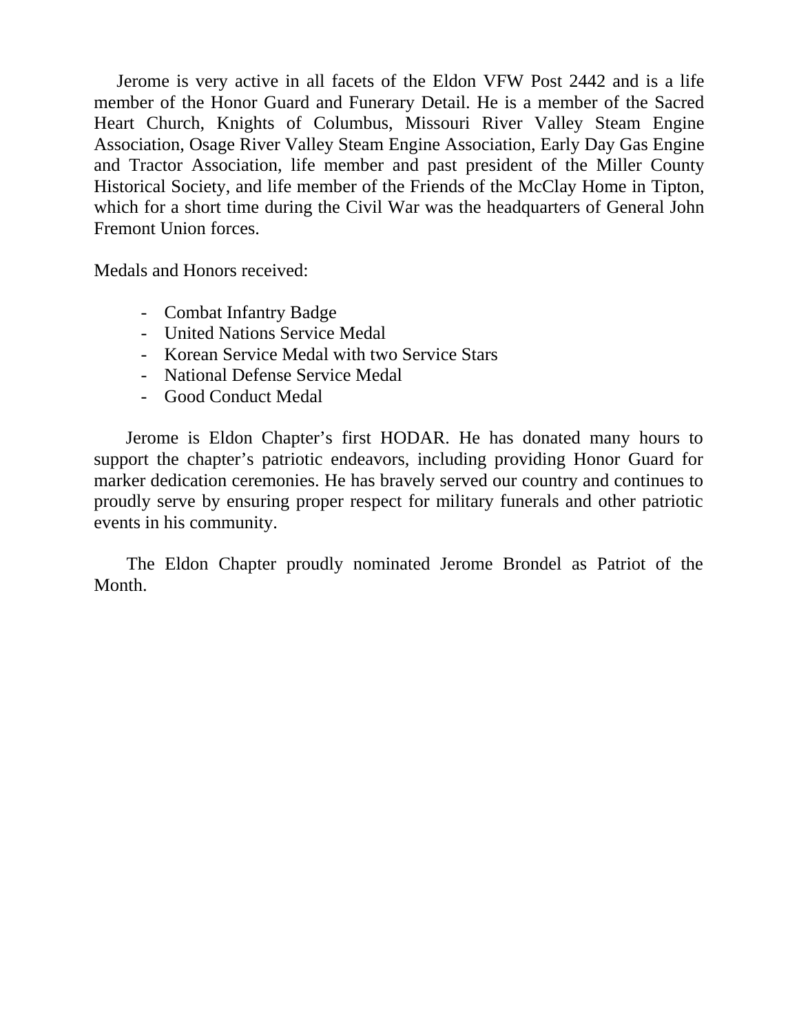Jerome is very active in all facets of the Eldon VFW Post 2442 and is a life member of the Honor Guard and Funerary Detail. He is a member of the Sacred Heart Church, Knights of Columbus, Missouri River Valley Steam Engine Association, Osage River Valley Steam Engine Association, Early Day Gas Engine and Tractor Association, life member and past president of the Miller County Historical Society, and life member of the Friends of the McClay Home in Tipton, which for a short time during the Civil War was the headquarters of General John Fremont Union forces.

Medals and Honors received:

- Combat Infantry Badge
- United Nations Service Medal
- Korean Service Medal with two Service Stars
- National Defense Service Medal
- Good Conduct Medal

Jerome is Eldon Chapter's first HODAR. He has donated many hours to support the chapter's patriotic endeavors, including providing Honor Guard for marker dedication ceremonies. He has bravely served our country and continues to proudly serve by ensuring proper respect for military funerals and other patriotic events in his community.

The Eldon Chapter proudly nominated Jerome Brondel as Patriot of the Month.